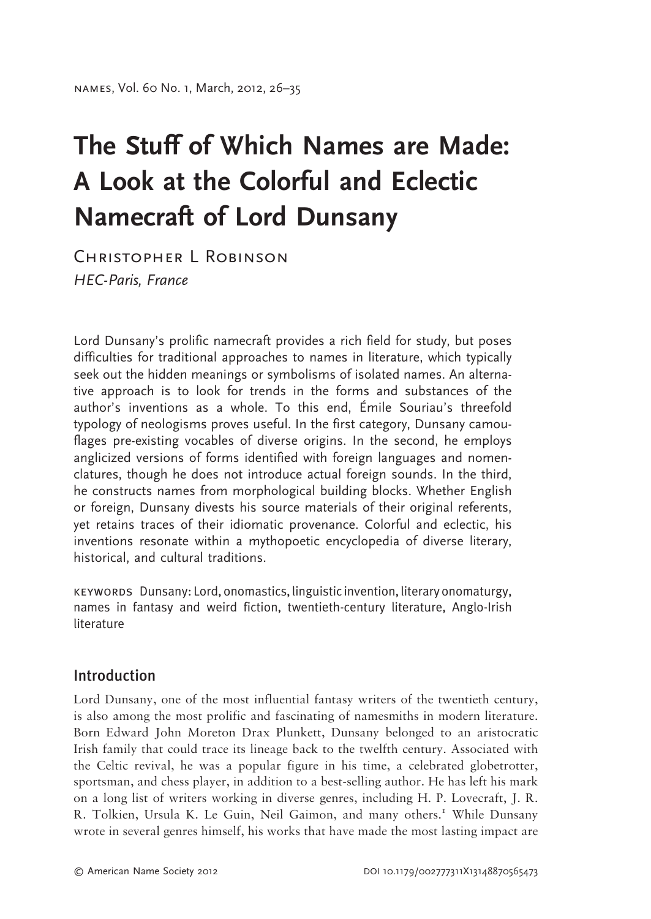# The Stuff of Which Names are Made: A Look at the Colorful and Eclectic Namecraft of Lord Dunsany

Christopher L Robinson

*HEC-Paris, France*

Lord Dunsany's prolific namecraft provides a rich field for study, but poses difficulties for traditional approaches to names in literature, which typically seek out the hidden meanings or symbolisms of isolated names. An alternative approach is to look for trends in the forms and substances of the author's inventions as a whole. To this end, Émile Souriau's threefold typology of neologisms proves useful. In the first category, Dunsany camouflages pre-existing vocables of diverse origins. In the second, he employs anglicized versions of forms identified with foreign languages and nomenclatures, though he does not introduce actual foreign sounds. In the third, he constructs names from morphological building blocks. Whether English or foreign, Dunsany divests his source materials of their original referents, yet retains traces of their idiomatic provenance. Colorful and eclectic, his inventions resonate within a mythopoetic encyclopedia of diverse literary, historical, and cultural traditions.

KEYWORDS Dunsany: Lord, onomastics, linguistic invention, literary onomaturgy, names in fantasy and weird fiction, twentieth-century literature, Anglo-Irish literature

## Introduction

Lord Dunsany, one of the most influential fantasy writers of the twentieth century, is also among the most prolific and fascinating of namesmiths in modern literature. Born Edward John Moreton Drax Plunkett, Dunsany belonged to an aristocratic Irish family that could trace its lineage back to the twelfth century. Associated with the Celtic revival, he was a popular figure in his time, a celebrated globetrotter, sportsman, and chess player, in addition to a best-selling author. He has left his mark on a long list of writers working in diverse genres, including H. P. Lovecraft, J. R. R. Tolkien, Ursula K. Le Guin, Neil Gaimon, and many others.[1] While Dunsany wrote in several genres himself, his works that have made the most lasting impact are

© American Name Society 2012 DOI 10.1179/002777311X13148870565473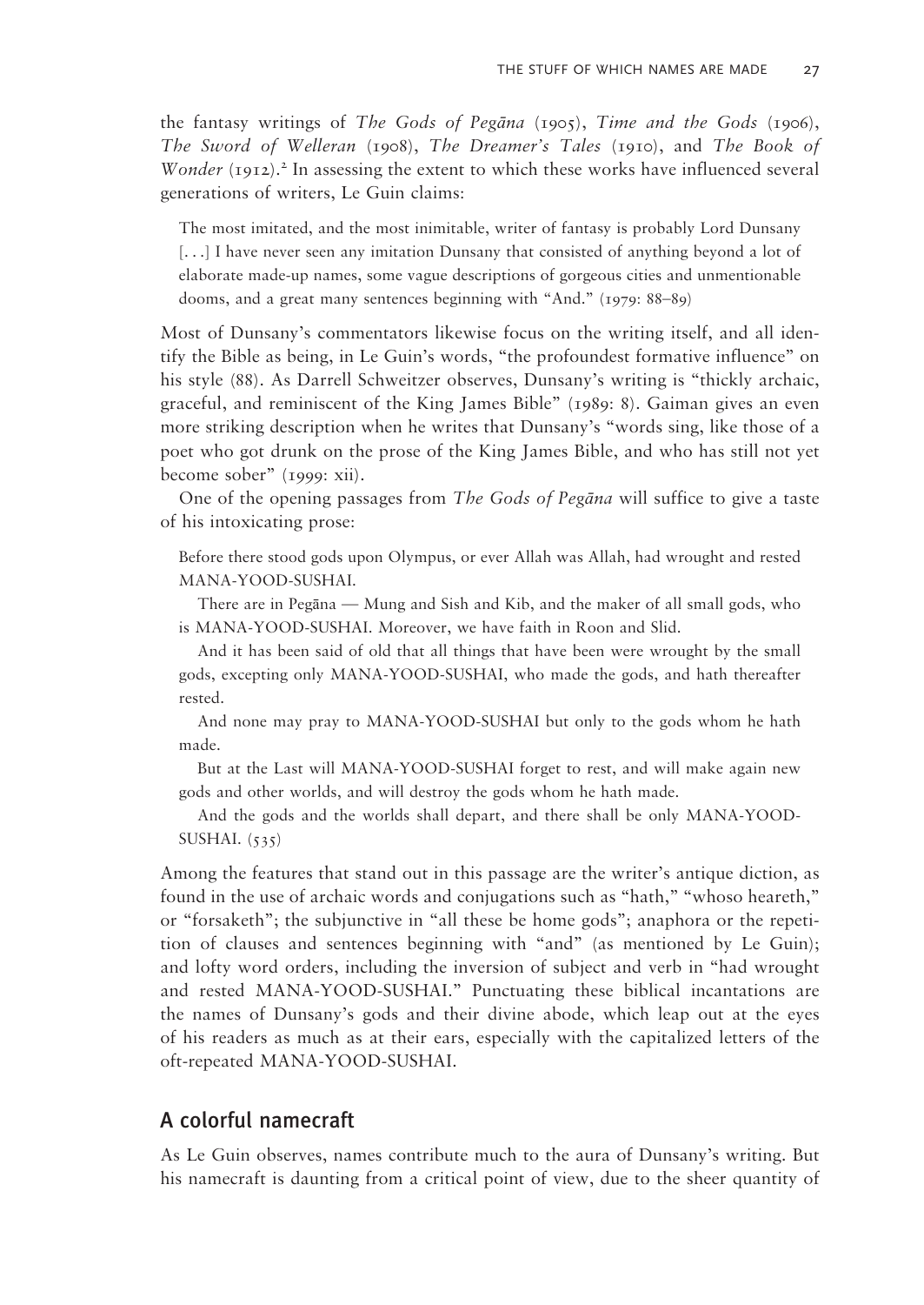the fantasy writings of *The Gods of Pegāna* (1905), *Time and the Gods* (1906), *The Sword of Welleran* (1908), *The Dreamer's Tales* (1910), and *The Book of Wonder* (1912).[2] In assessing the extent to which these works have influenced several generations of writers, Le Guin claims:

> The most imitated, and the most inimitable, writer of fantasy is probably Lord Dunsany [. . .] I have never seen any imitation Dunsany that consisted of anything beyond a lot of elaborate made-up names, some vague descriptions of gorgeous cities and unmentionable dooms, and a great many sentences beginning with "And." (1979: 88–89)

Most of Dunsany's commentators likewise focus on the writing itself, and all identify the Bible as being, in Le Guin's words, "the profoundest formative influence" on his style (88). As Darrell Schweitzer observes, Dunsany's writing is "thickly archaic, graceful, and reminiscent of the King James Bible" (1989: 8). Gaiman gives an even more striking description when he writes that Dunsany's "words sing, like those of a poet who got drunk on the prose of the King James Bible, and who has still not yet become sober" (1999: xii).

One of the opening passages from *The Gods of Pegāna* will suffice to give a taste of his intoxicating prose:

> Before there stood gods upon Olympus, or ever Allah was Allah, had wrought and rested MANA-YOOD-SUSHAI.
>
> There are in Pegāna — Mung and Sish and Kib, and the maker of all small gods, who is MANA-YOOD-SUSHAI. Moreover, we have faith in Roon and Slid.
>
> And it has been said of old that all things that have been were wrought by the small gods, excepting only MANA-YOOD-SUSHAI, who made the gods, and hath thereafter rested.
>
> And none may pray to MANA-YOOD-SUSHAI but only to the gods whom he hath made.
>
> But at the Last will MANA-YOOD-SUSHAI forget to rest, and will make again new gods and other worlds, and will destroy the gods whom he hath made.
>
> And the gods and the worlds shall depart, and there shall be only MANA-YOOD-SUSHAI. (535)

Among the features that stand out in this passage are the writer's antique diction, as found in the use of archaic words and conjugations such as "hath," "whoso heareth," or "forsaketh"; the subjunctive in "all these be home gods"; anaphora or the repetition of clauses and sentences beginning with "and" (as mentioned by Le Guin); and lofty word orders, including the inversion of subject and verb in "had wrought and rested MANA-YOOD-SUSHAI." Punctuating these biblical incantations are the names of Dunsany's gods and their divine abode, which leap out at the eyes of his readers as much as at their ears, especially with the capitalized letters of the oft-repeated MANA-YOOD-SUSHAI.

## A colorful namecraft

As Le Guin observes, names contribute much to the aura of Dunsany's writing. But his namecraft is daunting from a critical point of view, due to the sheer quantity of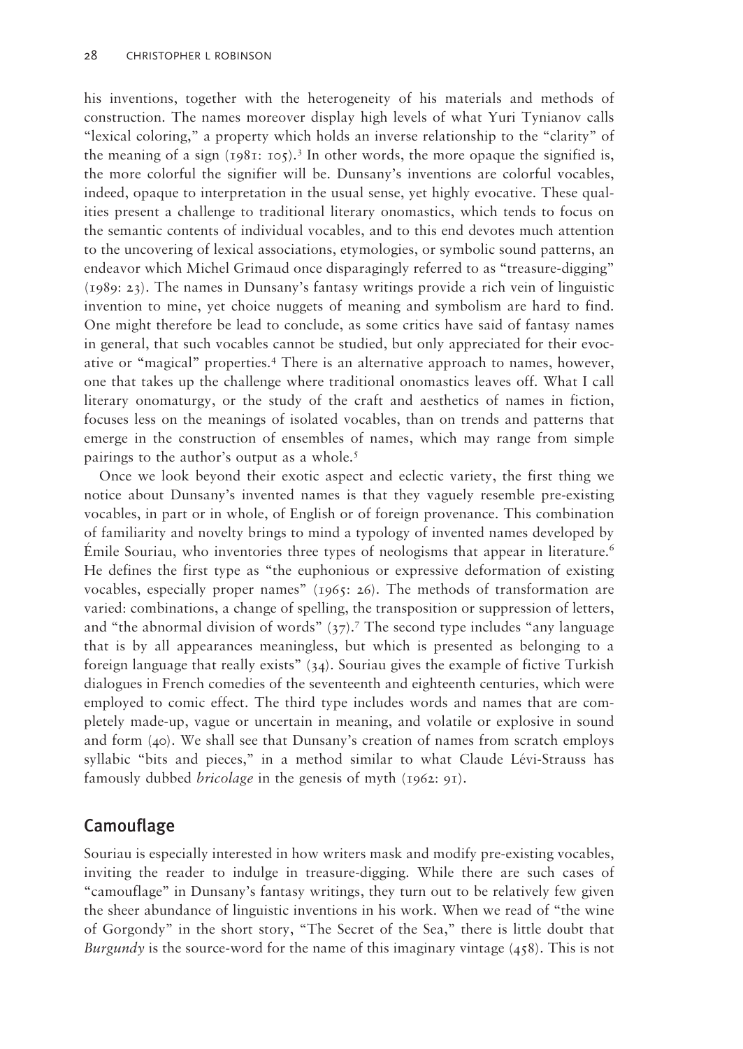his inventions, together with the heterogeneity of his materials and methods of construction. The names moreover display high levels of what Yuri Tynianov calls "lexical coloring," a property which holds an inverse relationship to the "clarity" of the meaning of a sign (1981: 105).[3] In other words, the more opaque the signified is, the more colorful the signifier will be. Dunsany's inventions are colorful vocables, indeed, opaque to interpretation in the usual sense, yet highly evocative. These qualities present a challenge to traditional literary onomastics, which tends to focus on the semantic contents of individual vocables, and to this end devotes much attention to the uncovering of lexical associations, etymologies, or symbolic sound patterns, an endeavor which Michel Grimaud once disparagingly referred to as "treasure-digging" (1989: 23). The names in Dunsany's fantasy writings provide a rich vein of linguistic invention to mine, yet choice nuggets of meaning and symbolism are hard to find. One might therefore be lead to conclude, as some critics have said of fantasy names in general, that such vocables cannot be studied, but only appreciated for their evocative or "magical" properties.[4] There is an alternative approach to names, however, one that takes up the challenge where traditional onomastics leaves off. What I call literary onomaturgy, or the study of the craft and aesthetics of names in fiction, focuses less on the meanings of isolated vocables, than on trends and patterns that emerge in the construction of ensembles of names, which may range from simple pairings to the author's output as a whole.[5]

Once we look beyond their exotic aspect and eclectic variety, the first thing we notice about Dunsany's invented names is that they vaguely resemble pre-existing vocables, in part or in whole, of English or of foreign provenance. This combination of familiarity and novelty brings to mind a typology of invented names developed by Émile Souriau, who inventories three types of neologisms that appear in literature.[6] He defines the first type as "the euphonious or expressive deformation of existing vocables, especially proper names" (1965: 26). The methods of transformation are varied: combinations, a change of spelling, the transposition or suppression of letters, and "the abnormal division of words" (37).[7] The second type includes "any language that is by all appearances meaningless, but which is presented as belonging to a foreign language that really exists" (34). Souriau gives the example of fictive Turkish dialogues in French comedies of the seventeenth and eighteenth centuries, which were employed to comic effect. The third type includes words and names that are completely made-up, vague or uncertain in meaning, and volatile or explosive in sound and form (40). We shall see that Dunsany's creation of names from scratch employs syllabic "bits and pieces," in a method similar to what Claude Lévi-Strauss has famously dubbed *bricolage* in the genesis of myth (1962: 91).

## Camouflage

Souriau is especially interested in how writers mask and modify pre-existing vocables, inviting the reader to indulge in treasure-digging. While there are such cases of "camouflage" in Dunsany's fantasy writings, they turn out to be relatively few given the sheer abundance of linguistic inventions in his work. When we read of "the wine of Gorgondy" in the short story, "The Secret of the Sea," there is little doubt that *Burgundy* is the source-word for the name of this imaginary vintage (458). This is not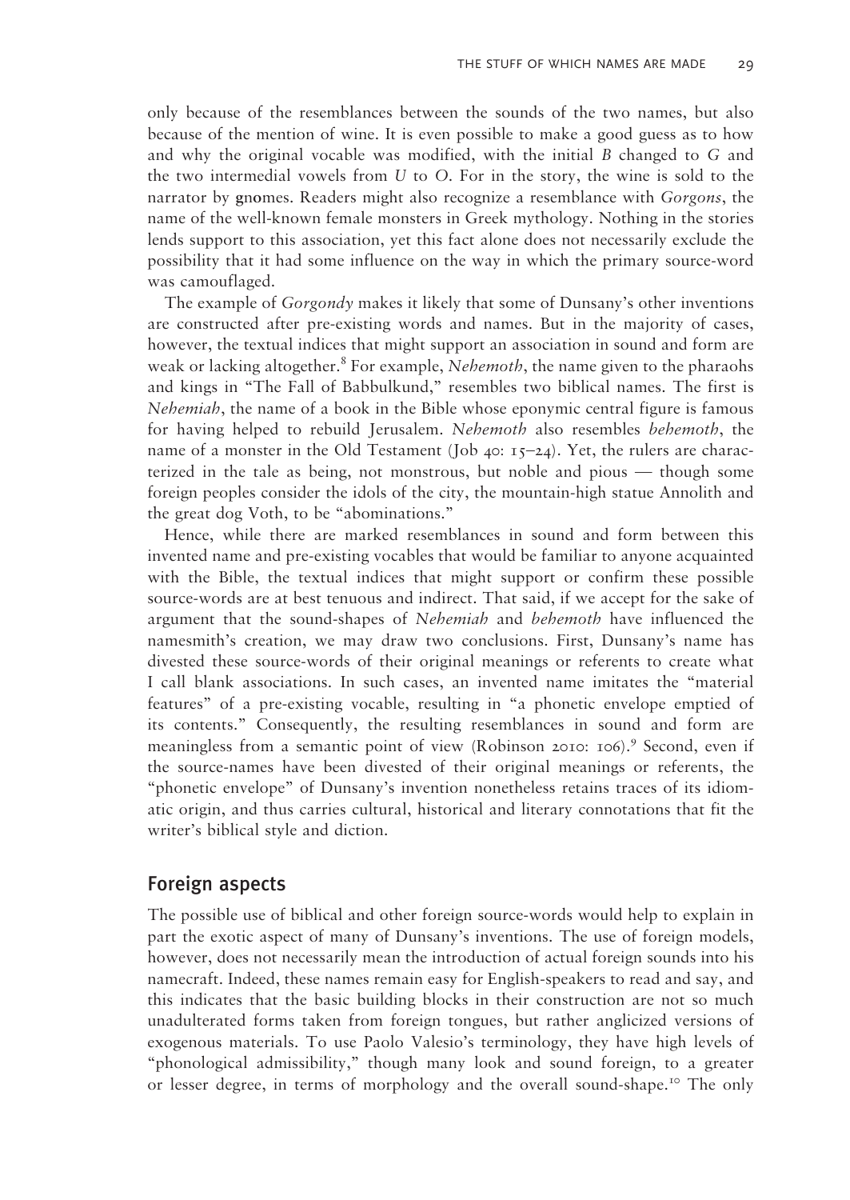only because of the resemblances between the sounds of the two names, but also because of the mention of wine. It is even possible to make a good guess as to how and why the original vocable was modified, with the initial *B* changed to *G* and the two intermedial vowels from *U* to *O*. For in the story, the wine is sold to the narrator by **g**n**o**mes. Readers might also recognize a resemblance with *Gorgons*, the name of the well-known female monsters in Greek mythology. Nothing in the stories lends support to this association, yet this fact alone does not necessarily exclude the possibility that it had some influence on the way in which the primary source-word was camouflaged.

The example of *Gorgondy* makes it likely that some of Dunsany's other inventions are constructed after pre-existing words and names. But in the majority of cases, however, the textual indices that might support an association in sound and form are weak or lacking altogether.[8] For example, *Nehemoth*, the name given to the pharaohs and kings in "The Fall of Babbulkund," resembles two biblical names. The first is *Nehemiah*, the name of a book in the Bible whose eponymic central figure is famous for having helped to rebuild Jerusalem. *Nehemoth* also resembles *behemoth*, the name of a monster in the Old Testament (Job 40: 15–24). Yet, the rulers are characterized in the tale as being, not monstrous, but noble and pious — though some foreign peoples consider the idols of the city, the mountain-high statue Annolith and the great dog Voth, to be "abominations."

Hence, while there are marked resemblances in sound and form between this invented name and pre-existing vocables that would be familiar to anyone acquainted with the Bible, the textual indices that might support or confirm these possible source-words are at best tenuous and indirect. That said, if we accept for the sake of argument that the sound-shapes of *Nehemiah* and *behemoth* have influenced the namesmith's creation, we may draw two conclusions. First, Dunsany's name has divested these source-words of their original meanings or referents to create what I call blank associations. In such cases, an invented name imitates the "material features" of a pre-existing vocable, resulting in "a phonetic envelope emptied of its contents." Consequently, the resulting resemblances in sound and form are meaningless from a semantic point of view (Robinson 2010: 106).[9] Second, even if the source-names have been divested of their original meanings or referents, the "phonetic envelope" of Dunsany's invention nonetheless retains traces of its idiomatic origin, and thus carries cultural, historical and literary connotations that fit the writer's biblical style and diction.

## Foreign aspects

The possible use of biblical and other foreign source-words would help to explain in part the exotic aspect of many of Dunsany's inventions. The use of foreign models, however, does not necessarily mean the introduction of actual foreign sounds into his namecraft. Indeed, these names remain easy for English-speakers to read and say, and this indicates that the basic building blocks in their construction are not so much unadulterated forms taken from foreign tongues, but rather anglicized versions of exogenous materials. To use Paolo Valesio's terminology, they have high levels of "phonological admissibility," though many look and sound foreign, to a greater or lesser degree, in terms of morphology and the overall sound-shape.[10] The only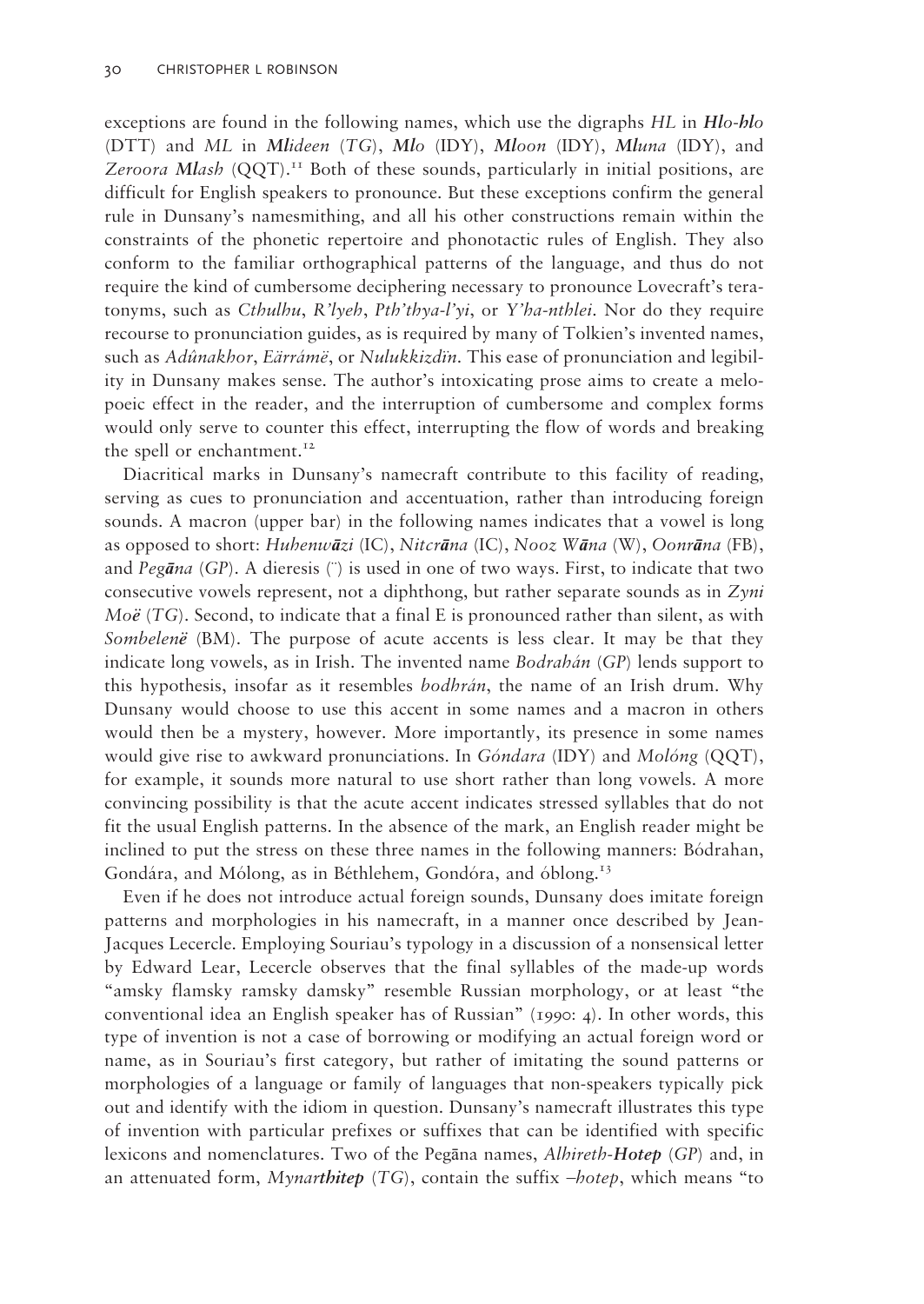exceptions are found in the following names, which use the digraphs *HL* in ***Hl**o-**hl**o* (DTT) and *ML* in ***Ml**ideen* (*TG*), ***Ml**o* (IDY), ***Ml**oon* (IDY), ***Ml**una* (IDY), and *Zeroora **Ml**ash* (QQT).[11] Both of these sounds, particularly in initial positions, are difficult for English speakers to pronounce. But these exceptions confirm the general rule in Dunsany's namesmithing, and all his other constructions remain within the constraints of the phonetic repertoire and phonotactic rules of English. They also conform to the familiar orthographical patterns of the language, and thus do not require the kind of cumbersome deciphering necessary to pronounce Lovecraft's teratonyms, such as *Cthulhu*, *R'lyeh*, *Pth'thya-l'yi*, or *Y'ha-nthlei*. Nor do they require recourse to pronunciation guides, as is required by many of Tolkien's invented names, such as *Adûnakhor*, *Eärrámë*, or *Nulukkizdîn*. This ease of pronunciation and legibility in Dunsany makes sense. The author's intoxicating prose aims to create a melopoeic effect in the reader, and the interruption of cumbersome and complex forms would only serve to counter this effect, interrupting the flow of words and breaking the spell or enchantment.[12]

Diacritical marks in Dunsany's namecraft contribute to this facility of reading, serving as cues to pronunciation and accentuation, rather than introducing foreign sounds. A macron (upper bar) in the following names indicates that a vowel is long as opposed to short: *Huhenw**ā**zi* (IC), *Nitcr**ā**na* (IC), *Nooz W**ā**na* (W), *Oonr**ā**na* (FB), and *Peg**ā**na* (*GP*). A dieresis (¨) is used in one of two ways. First, to indicate that two consecutive vowels represent, not a diphthong, but rather separate sounds as in *Zyni Moë* (*TG*). Second, to indicate that a final E is pronounced rather than silent, as with *Sombelenë* (BM). The purpose of acute accents is less clear. It may be that they indicate long vowels, as in Irish. The invented name *Bodrahán* (*GP*) lends support to this hypothesis, insofar as it resembles *bodhrán*, the name of an Irish drum. Why Dunsany would choose to use this accent in some names and a macron in others would then be a mystery, however. More importantly, its presence in some names would give rise to awkward pronunciations. In *Góndara* (IDY) and *Molóng* (QQT), for example, it sounds more natural to use short rather than long vowels. A more convincing possibility is that the acute accent indicates stressed syllables that do not fit the usual English patterns. In the absence of the mark, an English reader might be inclined to put the stress on these three names in the following manners: Bódrahan, Gondára, and Mólong, as in Béthlehem, Gondóra, and óblong.[13]

Even if he does not introduce actual foreign sounds, Dunsany does imitate foreign patterns and morphologies in his namecraft, in a manner once described by Jean-Jacques Lecercle. Employing Souriau's typology in a discussion of a nonsensical letter by Edward Lear, Lecercle observes that the final syllables of the made-up words "amsky flamsky ramsky damsky" resemble Russian morphology, or at least "the conventional idea an English speaker has of Russian" (1990: 4). In other words, this type of invention is not a case of borrowing or modifying an actual foreign word or name, as in Souriau's first category, but rather of imitating the sound patterns or morphologies of a language or family of languages that non-speakers typically pick out and identify with the idiom in question. Dunsany's namecraft illustrates this type of invention with particular prefixes or suffixes that can be identified with specific lexicons and nomenclatures. Two of the Pegāna names, *Alhireth-**Hotep*** (*GP*) and, in an attenuated form, *Mynar**thitep*** (*TG*), contain the suffix *–hotep*, which means "to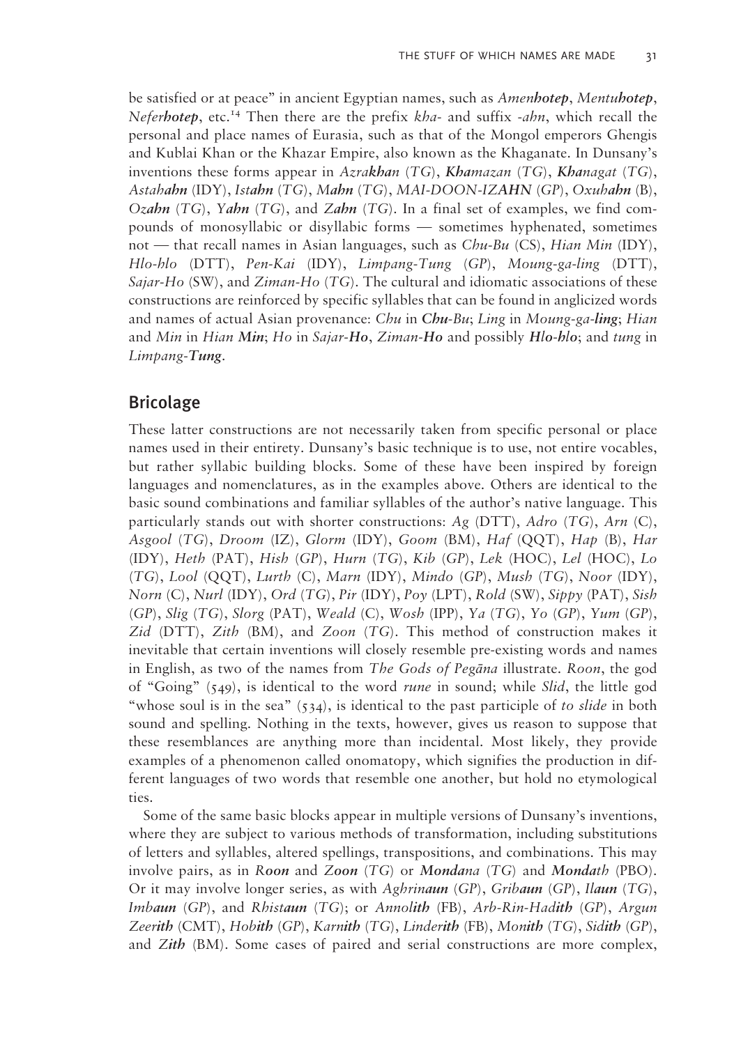be satisfied or at peace" in ancient Egyptian names, such as *Amen**hotep***, *Mentu**hotep***, *Nefer**hotep***, etc.[14] Then there are the prefix *kha-* and suffix *-ahn*, which recall the personal and place names of Eurasia, such as that of the Mongol emperors Ghengis and Kublai Khan or the Khazar Empire, also known as the Khaganate. In Dunsany's inventions these forms appear in *Azra**khan*** (*TG*), ***Kha**mazan* (*TG*), ***Kha**nagat* (*TG*), *Astah**ahn*** (IDY), *Ist**ahn*** (*TG*), *M**ahn*** (*TG*), *MAI-DOON-IZ**AHN*** (*GP*), *Oxuh**ahn*** (B), *Oz**ahn*** (*TG*), *Y**ahn*** (*TG*), and *Z**ahn*** (*TG*). In a final set of examples, we find compounds of monosyllabic or disyllabic forms — sometimes hyphenated, sometimes not — that recall names in Asian languages, such as *Chu-Bu* (CS), *Hian Min* (IDY), *Hlo-hlo* (DTT), *Pen-Kai* (IDY), *Limpang-Tung* (*GP*), *Moung-ga-ling* (DTT), *Sajar-Ho* (SW), and *Ziman-Ho* (*TG*). The cultural and idiomatic associations of these constructions are reinforced by specific syllables that can be found in anglicized words and names of actual Asian provenance: *Chu* in ***Chu**-Bu*; *Ling* in *Moung-ga-**ling***; *Hian* and *Min* in *Hian **Min***; *Ho* in *Sajar-**Ho***, *Ziman-**Ho*** and possibly ***H**lo-**hlo***; and *tung* in *Limpang-**Tung***.

## Bricolage

These latter constructions are not necessarily taken from specific personal or place names used in their entirety. Dunsany's basic technique is to use, not entire vocables, but rather syllabic building blocks. Some of these have been inspired by foreign languages and nomenclatures, as in the examples above. Others are identical to the basic sound combinations and familiar syllables of the author's native language. This particularly stands out with shorter constructions: *Ag* (DTT), *Adro* (*TG*), *Arn* (C), *Asgool* (*TG*), *Droom* (IZ), *Glorm* (IDY), *Goom* (BM), *Haf* (QQT), *Hap* (B), *Har* (IDY), *Heth* (PAT), *Hish* (*GP*), *Hurn* (*TG*), *Kib* (*GP*), *Lek* (HOC), *Lel* (HOC), *Lo* (*TG*), *Lool* (QQT), *Lurth* (C), *Marn* (IDY), *Mindo* (*GP*), *Mush* (*TG*), *Noor* (IDY), *Norn* (C), *Nurl* (IDY), *Ord* (*TG*), *Pir* (IDY), *Poy* (LPT), *Rold* (SW), *Sippy* (PAT), *Sish* (*GP*), *Slig* (*TG*), *Slorg* (PAT), *Weald* (C), *Wosh* (IPP), *Ya* (*TG*), *Yo* (*GP*), *Yum* (*GP*), *Zid* (DTT), *Zith* (BM), and *Zoon* (*TG*). This method of construction makes it inevitable that certain inventions will closely resemble pre-existing words and names in English, as two of the names from *The Gods of Pegāna* illustrate. *Roon*, the god of "Going" (549), is identical to the word *rune* in sound; while *Slid*, the little god "whose soul is in the sea" (534), is identical to the past participle of *to slide* in both sound and spelling. Nothing in the texts, however, gives us reason to suppose that these resemblances are anything more than incidental. Most likely, they provide examples of a phenomenon called onomatopy, which signifies the production in different languages of two words that resemble one another, but hold no etymological ties.

Some of the same basic blocks appear in multiple versions of Dunsany's inventions, where they are subject to various methods of transformation, including substitutions of letters and syllables, altered spellings, transpositions, and combinations. This may involve pairs, as in *R**oon*** and *Z**oon*** (*TG*) or ***Mond**ana* (*TG*) and ***Mond**ath* (PBO). Or it may involve longer series, as with *Aghrin**aun*** (*GP*), *Grib**aun*** (*GP*), *Il**aun*** (*TG*), *Imb**aun*** (*GP*), and *Rhist**aun*** (*TG*); or *Anno**lith*** (FB), *Arb-Rin-Had**ith*** (*GP*), *Argun Zeer**ith*** (CMT), *Hob**ith*** (*GP*), *Karn**ith*** (*TG*), *Linder**ith*** (FB), *Mon**ith*** (*TG*), *Sid**ith*** (*GP*), and *Z**ith*** (BM). Some cases of paired and serial constructions are more complex,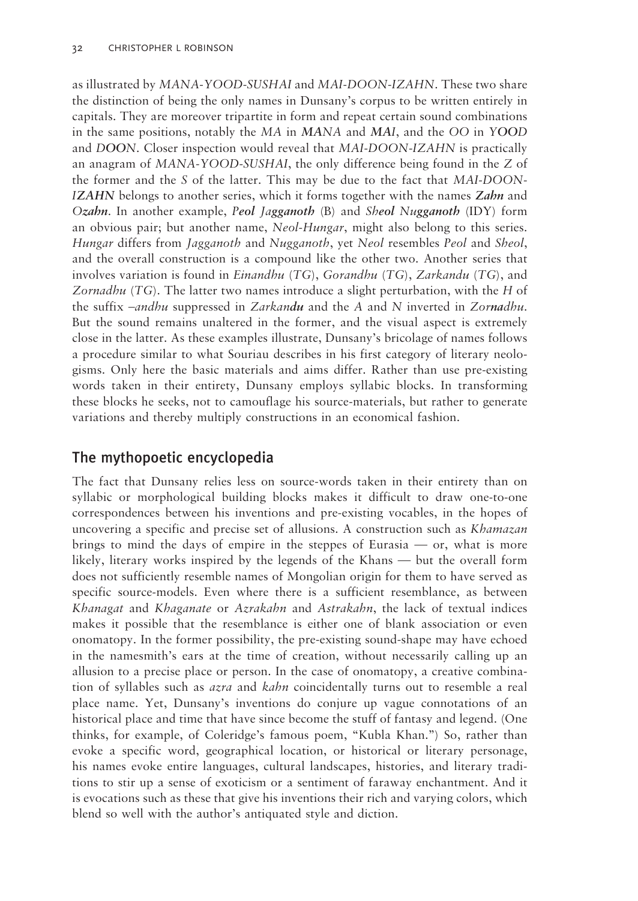as illustrated by *MANA-YOOD-SUSHAI* and *MAI-DOON-IZAHN*. These two share the distinction of being the only names in Dunsany's corpus to be written entirely in capitals. They are moreover tripartite in form and repeat certain sound combinations in the same positions, notably the *MA* in ***MA**NA* and ***MA**I*, and the *OO* in *Y**OO**D* and *D**OO**N*. Closer inspection would reveal that *MAI-DOON-IZAHN* is practically an anagram of *MANA-YOOD-SUSHAI*, the only difference being found in the *Z* of the former and the *S* of the latter. This may be due to the fact that *MAI-DOON-**IZAHN*** belongs to another series, which it forms together with the names ***Zahn*** and *O**zahn***. In another example, *P**eol** J**agganoth*** (B) and *Sh**eol** N**ugganoth*** (IDY) form an obvious pair; but another name, *Neol-Hungar*, might also belong to this series. *Hungar* differs from *Jagganoth* and *Nugganoth*, yet *Neol* resembles *Peol* and *Sheol*, and the overall construction is a compound like the other two. Another series that involves variation is found in *Einandhu* (*TG*), *Gorandhu* (*TG*), *Zarkandu* (*TG*), and *Zornadhu* (*TG*). The latter two names introduce a slight perturbation, with the *H* of the suffix *–andhu* suppressed in *Zarkan**du*** and the *A* and *N* inverted in *Zor**na**dhu*. But the sound remains unaltered in the former, and the visual aspect is extremely close in the latter. As these examples illustrate, Dunsany's bricolage of names follows a procedure similar to what Souriau describes in his first category of literary neologisms. Only here the basic materials and aims differ. Rather than use pre-existing words taken in their entirety, Dunsany employs syllabic blocks. In transforming these blocks he seeks, not to camouflage his source-materials, but rather to generate variations and thereby multiply constructions in an economical fashion.

## The mythopoetic encyclopedia

The fact that Dunsany relies less on source-words taken in their entirety than on syllabic or morphological building blocks makes it difficult to draw one-to-one correspondences between his inventions and pre-existing vocables, in the hopes of uncovering a specific and precise set of allusions. A construction such as *Khamazan* brings to mind the days of empire in the steppes of Eurasia — or, what is more likely, literary works inspired by the legends of the Khans — but the overall form does not sufficiently resemble names of Mongolian origin for them to have served as specific source-models. Even where there is a sufficient resemblance, as between *Khanagat* and *Khaganate* or *Azrakahn* and *Astrakahn*, the lack of textual indices makes it possible that the resemblance is either one of blank association or even onomatopy. In the former possibility, the pre-existing sound-shape may have echoed in the namesmith's ears at the time of creation, without necessarily calling up an allusion to a precise place or person. In the case of onomatopy, a creative combination of syllables such as *azra* and *kahn* coincidentally turns out to resemble a real place name. Yet, Dunsany's inventions do conjure up vague connotations of an historical place and time that have since become the stuff of fantasy and legend. (One thinks, for example, of Coleridge's famous poem, "Kubla Khan.") So, rather than evoke a specific word, geographical location, or historical or literary personage, his names evoke entire languages, cultural landscapes, histories, and literary traditions to stir up a sense of exoticism or a sentiment of faraway enchantment. And it is evocations such as these that give his inventions their rich and varying colors, which blend so well with the author's antiquated style and diction.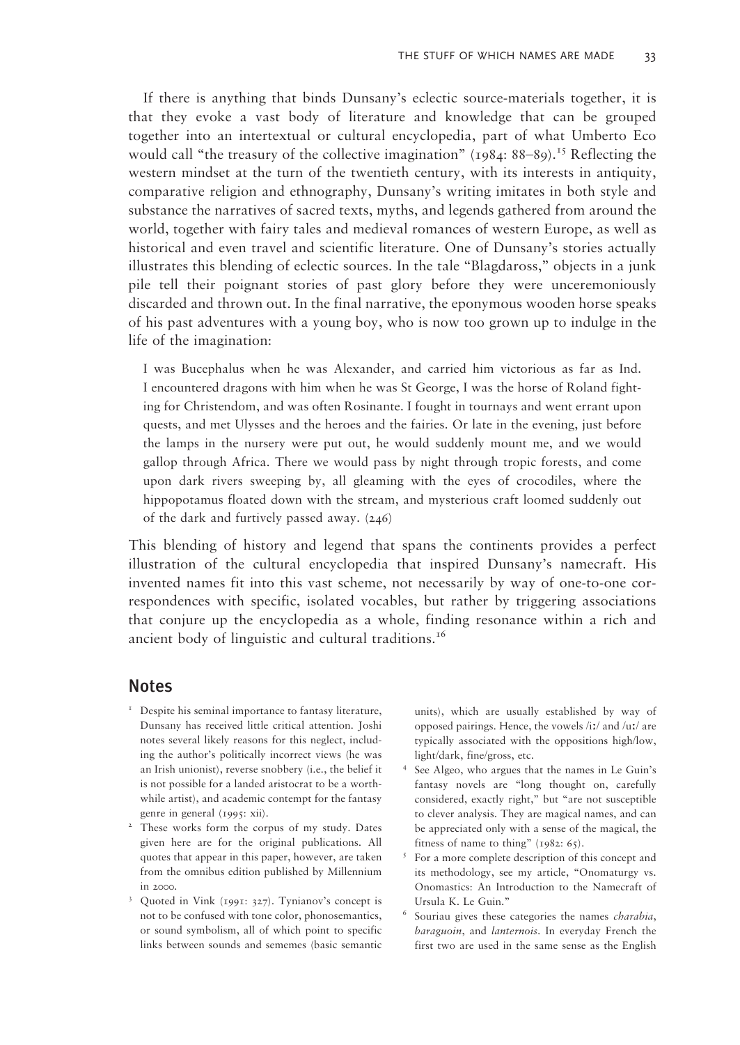If there is anything that binds Dunsany's eclectic source-materials together, it is that they evoke a vast body of literature and knowledge that can be grouped together into an intertextual or cultural encyclopedia, part of what Umberto Eco would call "the treasury of the collective imagination" (1984: 88–89).[15] Reflecting the western mindset at the turn of the twentieth century, with its interests in antiquity, comparative religion and ethnography, Dunsany's writing imitates in both style and substance the narratives of sacred texts, myths, and legends gathered from around the world, together with fairy tales and medieval romances of western Europe, as well as historical and even travel and scientific literature. One of Dunsany's stories actually illustrates this blending of eclectic sources. In the tale "Blagdaross," objects in a junk pile tell their poignant stories of past glory before they were unceremoniously discarded and thrown out. In the final narrative, the eponymous wooden horse speaks of his past adventures with a young boy, who is now too grown up to indulge in the life of the imagination:

> I was Bucephalus when he was Alexander, and carried him victorious as far as Ind. I encountered dragons with him when he was St George, I was the horse of Roland fighting for Christendom, and was often Rosinante. I fought in tournays and went errant upon quests, and met Ulysses and the heroes and the fairies. Or late in the evening, just before the lamps in the nursery were put out, he would suddenly mount me, and we would gallop through Africa. There we would pass by night through tropic forests, and come upon dark rivers sweeping by, all gleaming with the eyes of crocodiles, where the hippopotamus floated down with the stream, and mysterious craft loomed suddenly out of the dark and furtively passed away. (246)

This blending of history and legend that spans the continents provides a perfect illustration of the cultural encyclopedia that inspired Dunsany's namecraft. His invented names fit into this vast scheme, not necessarily by way of one-to-one correspondences with specific, isolated vocables, but rather by triggering associations that conjure up the encyclopedia as a whole, finding resonance within a rich and ancient body of linguistic and cultural traditions.[16]

## Notes

1. Despite his seminal importance to fantasy literature, Dunsany has received little critical attention. Joshi notes several likely reasons for this neglect, including the author's politically incorrect views (he was an Irish unionist), reverse snobbery (i.e., the belief it is not possible for a landed aristocrat to be a worthwhile artist), and academic contempt for the fantasy genre in general (1995: xii).
2. These works form the corpus of my study. Dates given here are for the original publications. All quotes that appear in this paper, however, are taken from the omnibus edition published by Millennium in 2000.
3. Quoted in Vink (1991: 327). Tynianov's concept is not to be confused with tone color, phonosemantics, or sound symbolism, all of which point to specific links between sounds and sememes (basic semantic units), which are usually established by way of opposed pairings. Hence, the vowels /iː/ and /uː/ are typically associated with the oppositions high/low, light/dark, fine/gross, etc.
4. See Algeo, who argues that the names in Le Guin's fantasy novels are "long thought on, carefully considered, exactly right," but "are not susceptible to clever analysis. They are magical names, and can be appreciated only with a sense of the magical, the fitness of name to thing" (1982: 65).
5. For a more complete description of this concept and its methodology, see my article, "Onomaturgy vs. Onomastics: An Introduction to the Namecraft of Ursula K. Le Guin."
6. Souriau gives these categories the names *charabia*, *baraguoin*, and *lanternois*. In everyday French the first two are used in the same sense as the English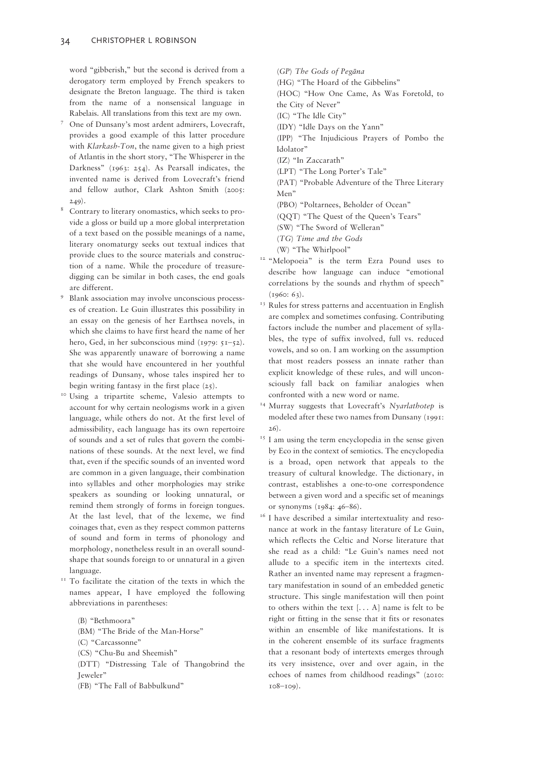word "gibberish," but the second is derived from a derogatory term employed by French speakers to designate the Breton language. The third is taken from the name of a nonsensical language in Rabelais. All translations from this text are my own.

7 One of Dunsany's most ardent admirers, Lovecraft, provides a good example of this latter procedure with *Klarkash-Ton*, the name given to a high priest of Atlantis in the short story, "The Whisperer in the Darkness" (1963: 254). As Pearsall indicates, the invented name is derived from Lovecraft's friend and fellow author, Clark Ashton Smith (2005: 249).

8 Contrary to literary onomastics, which seeks to provide a gloss or build up a more global interpretation of a text based on the possible meanings of a name, literary onomaturgy seeks out textual indices that provide clues to the source materials and construction of a name. While the procedure of treasure-digging can be similar in both cases, the end goals are different.

9 Blank association may involve unconscious processes of creation. Le Guin illustrates this possibility in an essay on the genesis of her Earthsea novels, in which she claims to have first heard the name of her hero, Ged, in her subconscious mind (1979: 51–52). She was apparently unaware of borrowing a name that she would have encountered in her youthful readings of Dunsany, whose tales inspired her to begin writing fantasy in the first place (25).

10 Using a tripartite scheme, Valesio attempts to account for why certain neologisms work in a given language, while others do not. At the first level of admissibility, each language has its own repertoire of sounds and a set of rules that govern the combinations of these sounds. At the next level, we find that, even if the specific sounds of an invented word are common in a given language, their combination into syllables and other morphologies may strike speakers as sounding or looking unnatural, or remind them strongly of forms in foreign tongues. At the last level, that of the lexeme, we find coinages that, even as they respect common patterns of sound and form in terms of phonology and morphology, nonetheless result in an overall sound-shape that sounds foreign to or unnatural in a given language.

11 To facilitate the citation of the texts in which the names appear, I have employed the following abbreviations in parentheses:

(B) "Bethmoora"
(BM) "The Bride of the Man-Horse"
(C) "Carcassonne"
(CS) "Chu-Bu and Sheemish"
(DTT) "Distressing Tale of Thangobrind the Jeweler"
(FB) "The Fall of Babbulkund"
(GP) *The Gods of Pegāna*
(HG) "The Hoard of the Gibbelins"
(HOC) "How One Came, As Was Foretold, to the City of Never"
(IC) "The Idle City"
(IDY) "Idle Days on the Yann"
(IPP) "The Injudicious Prayers of Pombo the Idolator"
(IZ) "In Zaccarath"
(LPT) "The Long Porter's Tale"
(PAT) "Probable Adventure of the Three Literary Men"
(PBO) "Poltarnees, Beholder of Ocean"
(QQT) "The Quest of the Queen's Tears"
(SW) "The Sword of Welleran"
(TG) *Time and the Gods*
(W) "The Whirlpool"

12 "Melopoeia" is the term Ezra Pound uses to describe how language can induce "emotional correlations by the sounds and rhythm of speech" (1960: 63).

13 Rules for stress patterns and accentuation in English are complex and sometimes confusing. Contributing factors include the number and placement of syllables, the type of suffix involved, full vs. reduced vowels, and so on. I am working on the assumption that most readers possess an innate rather than explicit knowledge of these rules, and will unconsciously fall back on familiar analogies when confronted with a new word or name.

14 Murray suggests that Lovecraft's *Nyarlathotep* is modeled after these two names from Dunsany (1991: 26).

15 I am using the term encyclopedia in the sense given by Eco in the context of semiotics. The encyclopedia is a broad, open network that appeals to the treasury of cultural knowledge. The dictionary, in contrast, establishes a one-to-one correspondence between a given word and a specific set of meanings or synonyms (1984: 46–86).

16 I have described a similar intertextuality and resonance at work in the fantasy literature of Le Guin, which reflects the Celtic and Norse literature that she read as a child: "Le Guin's names need not allude to a specific item in the intertexts cited. Rather an invented name may represent a fragmentary manifestation in sound of an embedded genetic structure. This single manifestation will then point to others within the text [. . . A] name is felt to be right or fitting in the sense that it fits or resonates within an ensemble of like manifestations. It is in the coherent ensemble of its surface fragments that a resonant body of intertexts emerges through its very insistence, over and over again, in the echoes of names from childhood readings" (2010: 108–109).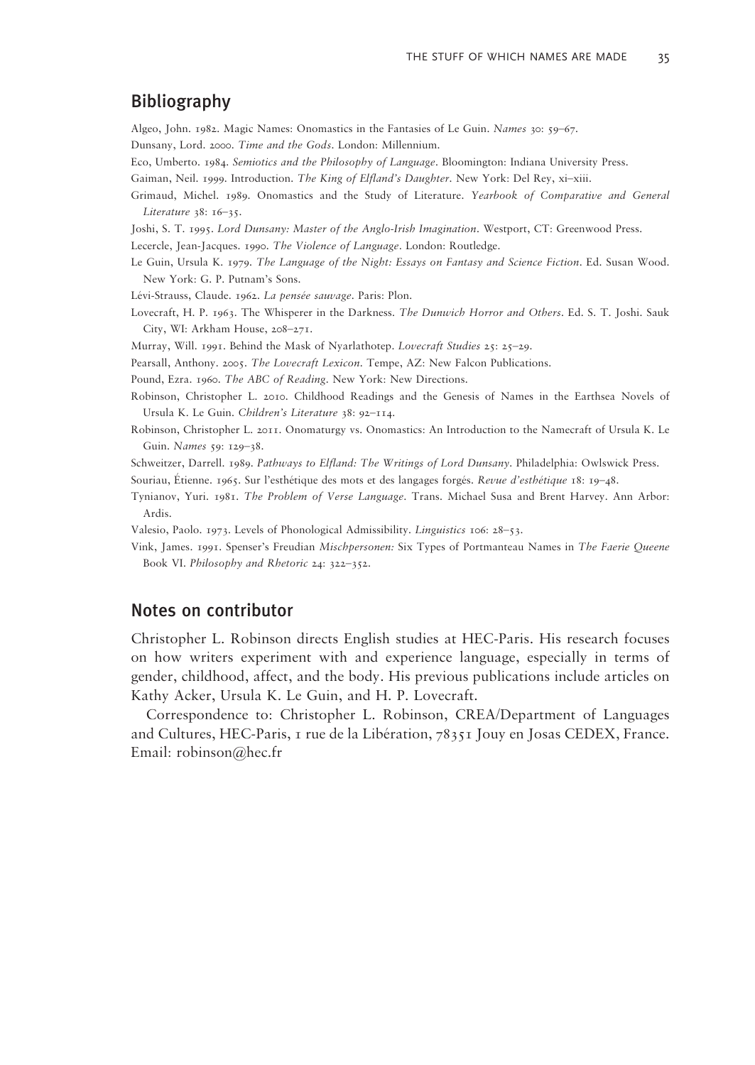## Bibliography

Algeo, John. 1982. Magic Names: Onomastics in the Fantasies of Le Guin. *Names* 30: 59–67.

Dunsany, Lord. 2000. *Time and the Gods*. London: Millennium.

Eco, Umberto. 1984. *Semiotics and the Philosophy of Language*. Bloomington: Indiana University Press.

Gaiman, Neil. 1999. Introduction. *The King of Elfland's Daughter*. New York: Del Rey, xi–xiii.

Grimaud, Michel. 1989. Onomastics and the Study of Literature. *Yearbook of Comparative and General Literature* 38: 16–35.

Joshi, S. T. 1995. *Lord Dunsany: Master of the Anglo-Irish Imagination*. Westport, CT: Greenwood Press.

Lecercle, Jean-Jacques. 1990. *The Violence of Language*. London: Routledge.

Le Guin, Ursula K. 1979. *The Language of the Night: Essays on Fantasy and Science Fiction*. Ed. Susan Wood. New York: G. P. Putnam's Sons.

Lévi-Strauss, Claude. 1962. *La pensée sauvage*. Paris: Plon.

Lovecraft, H. P. 1963. The Whisperer in the Darkness. *The Dunwich Horror and Others*. Ed. S. T. Joshi. Sauk City, WI: Arkham House, 208–271.

Murray, Will. 1991. Behind the Mask of Nyarlathotep. *Lovecraft Studies* 25: 25–29.

Pearsall, Anthony. 2005. *The Lovecraft Lexicon*. Tempe, AZ: New Falcon Publications.

Pound, Ezra. 1960. *The ABC of Reading*. New York: New Directions.

Robinson, Christopher L. 2010. Childhood Readings and the Genesis of Names in the Earthsea Novels of Ursula K. Le Guin. *Children's Literature* 38: 92–114.

Robinson, Christopher L. 2011. Onomaturgy vs. Onomastics: An Introduction to the Namecraft of Ursula K. Le Guin. *Names* 59: 129–38.

Schweitzer, Darrell. 1989. *Pathways to Elfland: The Writings of Lord Dunsany*. Philadelphia: Owlswick Press.

Souriau, Étienne. 1965. Sur l'esthétique des mots et des langages forgés. *Revue d'esthétique* 18: 19–48.

Tynianov, Yuri. 1981. *The Problem of Verse Language*. Trans. Michael Susa and Brent Harvey. Ann Arbor: Ardis.

Valesio, Paolo. 1973. Levels of Phonological Admissibility. *Linguistics* 106: 28–53.

Vink, James. 1991. Spenser's Freudian *Mischpersonen:* Six Types of Portmanteau Names in *The Faerie Queene* Book VI. *Philosophy and Rhetoric* 24: 322–352.

## Notes on contributor

Christopher L. Robinson directs English studies at HEC-Paris. His research focuses on how writers experiment with and experience language, especially in terms of gender, childhood, affect, and the body. His previous publications include articles on Kathy Acker, Ursula K. Le Guin, and H. P. Lovecraft.

Correspondence to: Christopher L. Robinson, CREA/Department of Languages and Cultures, HEC-Paris, 1 rue de la Libération, 78351 Jouy en Josas CEDEX, France. Email: robinson@hec.fr